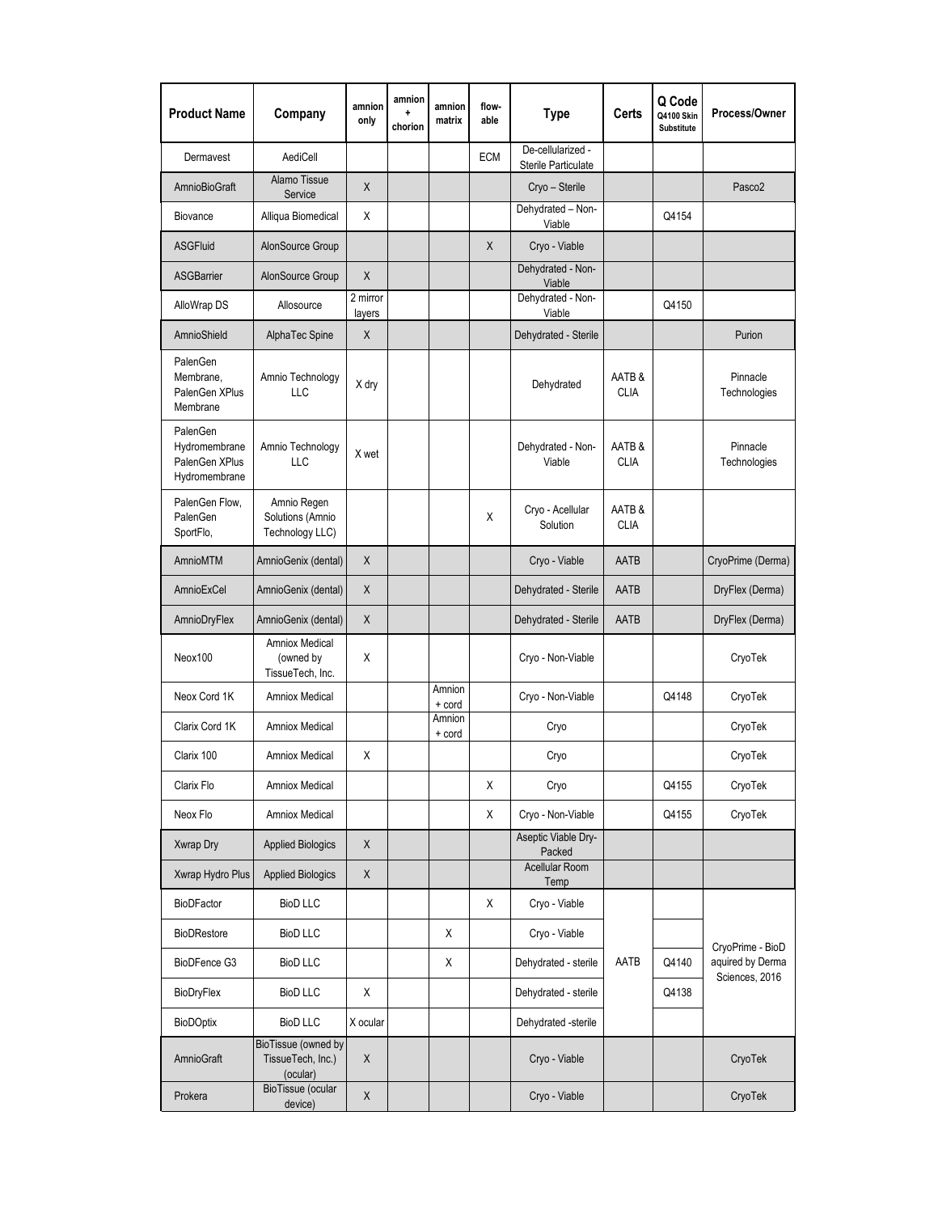| Product Name | Company | amnion only | amnion + chorion | amnion matrix | flow-able | Type | Certs | Q Code Q4100 Skin Substitute | Process/Owner |
|---|---|---|---|---|---|---|---|---|---|
| Dermavest | AediCell | | | | ECM | De-cellularized - Sterile Particulate | | | |
| AmnioBioGraft | Alamo Tissue Service | X | | | | Cryo – Sterile | | | Pasco2 |
| Biovance | Alliqua Biomedical | X | | | | Dehydrated – Non-Viable | | Q4154 | |
| ASGFluid | AlonSource Group | | | | X | Cryo - Viable | | | |
| ASGBarrier | AlonSource Group | X | | | | Dehydrated - Non-Viable | | | |
| AlloWrap DS | Allosource | 2 mirror layers | | | | Dehydrated - Non-Viable | | Q4150 | |
| AmnioShield | AlphaTec Spine | X | | | | Dehydrated - Sterile | | | Purion |
| PalenGen Membrane, PalenGen XPlus Membrane | Amnio Technology LLC | X dry | | | | Dehydrated | AATB & CLIA | | Pinnacle Technologies |
| PalenGen Hydromembrane PalenGen XPlus Hydromembrane | Amnio Technology LLC | X wet | | | | Dehydrated - Non-Viable | AATB & CLIA | | Pinnacle Technologies |
| PalenGen Flow, PalenGen SportFlo, | Amnio Regen Solutions (Amnio Technology LLC) | | | | X | Cryo - Acellular Solution | AATB & CLIA | | |
| AmnioMTM | AmnioGenix (dental) | X | | | | Cryo - Viable | AATB | | CryoPrime (Derma) |
| AmnioExCel | AmnioGenix (dental) | X | | | | Dehydrated - Sterile | AATB | | DryFlex (Derma) |
| AmnioDryFlex | AmnioGenix (dental) | X | | | | Dehydrated - Sterile | AATB | | DryFlex (Derma) |
| Neox100 | Amniox Medical (owned by TissueTech, Inc. | X | | | | Cryo - Non-Viable | | | CryoTek |
| Neox Cord 1K | Amniox Medical | | | Amnion + cord | | Cryo - Non-Viable | | Q4148 | CryoTek |
| Clarix Cord 1K | Amniox Medical | | | Amnion + cord | | Cryo | | | CryoTek |
| Clarix 100 | Amniox Medical | X | | | | Cryo | | | CryoTek |
| Clarix Flo | Amniox Medical | | | | X | Cryo | | Q4155 | CryoTek |
| Neox Flo | Amniox Medical | | | | X | Cryo - Non-Viable | | Q4155 | CryoTek |
| Xwrap Dry | Applied Biologics | X | | | | Aseptic Viable Dry-Packed | | | |
| Xwrap Hydro Plus | Applied Biologics | X | | | | Acellular Room Temp | | | |
| BioDFactor | BioD LLC | | | | X | Cryo - Viable | AATB | | CryoPrime - BioD aquired by Derma Sciences, 2016 |
| BioDRestore | BioD LLC | | | X | | Cryo - Viable | | | |
| BioDFence G3 | BioD LLC | | | X | | Dehydrated - sterile | | Q4140 | |
| BioDryFlex | BioD LLC | X | | | | Dehydrated - sterile | | Q4138 | |
| BioDOptix | BioD LLC | X ocular | | | | Dehydrated -sterile | | | |
| AmnioGraft | BioTissue (owned by TissueTech, Inc.) (ocular) | X | | | | Cryo - Viable | | | CryoTek |
| Prokera | BioTissue (ocular device) | X | | | | Cryo - Viable | | | CryoTek |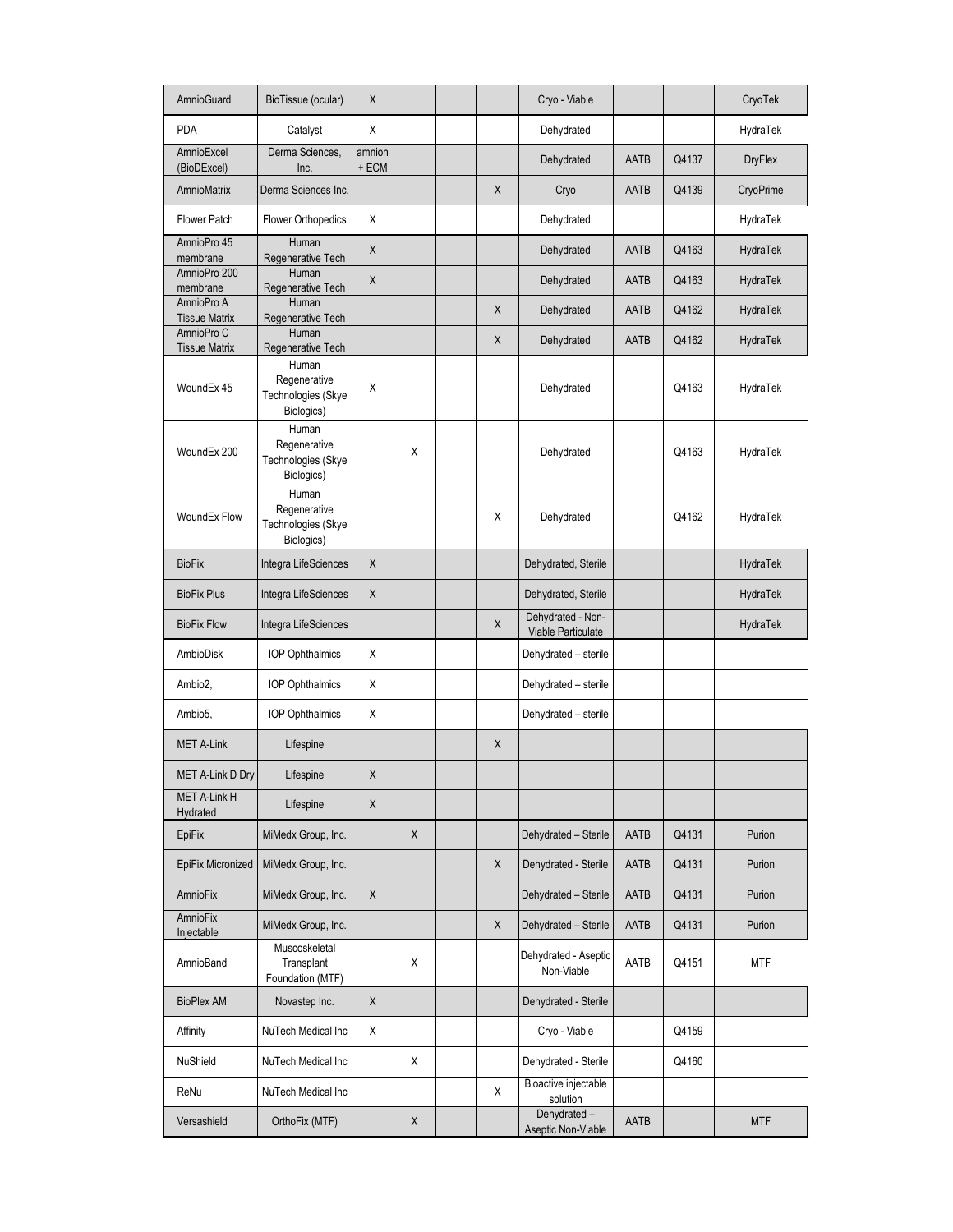| | | | | | | | | | |
|---|---|---|---|---|---|---|---|---|---|
| AmnioGuard | BioTissue (ocular) | X | | | | Cryo - Viable | | | CryoTek |
| PDA | Catalyst | X | | | | Dehydrated | | | HydraTek |
| AmnioExcel (BioDExcel) | Derma Sciences, Inc. | amnion + ECM | | | | Dehydrated | AATB | Q4137 | DryFlex |
| AmnioMatrix | Derma Sciences Inc. | | | | X | Cryo | AATB | Q4139 | CryoPrime |
| Flower Patch | Flower Orthopedics | X | | | | Dehydrated | | | HydraTek |
| AmnioPro 45 membrane | Human Regenerative Tech | X | | | | Dehydrated | AATB | Q4163 | HydraTek |
| AmnioPro 200 membrane | Human Regenerative Tech | X | | | | Dehydrated | AATB | Q4163 | HydraTek |
| AmnioPro A Tissue Matrix | Human Regenerative Tech | | | | X | Dehydrated | AATB | Q4162 | HydraTek |
| AmnioPro C Tissue Matrix | Human Regenerative Tech | | | | X | Dehydrated | AATB | Q4162 | HydraTek |
| WoundEx 45 | Human Regenerative Technologies (Skye Biologics) | X | | | | Dehydrated | | Q4163 | HydraTek |
| WoundEx 200 | Human Regenerative Technologies (Skye Biologics) | | X | | | Dehydrated | | Q4163 | HydraTek |
| WoundEx Flow | Human Regenerative Technologies (Skye Biologics) | | | | X | Dehydrated | | Q4162 | HydraTek |
| BioFix | Integra LifeSciences | X | | | | Dehydrated, Sterile | | | HydraTek |
| BioFix Plus | Integra LifeSciences | X | | | | Dehydrated, Sterile | | | HydraTek |
| BioFix Flow | Integra LifeSciences | | | | X | Dehydrated - Non-Viable Particulate | | | HydraTek |
| AmbioDisk | IOP Ophthalmics | X | | | | Dehydrated – sterile | | | |
| Ambio2, | IOP Ophthalmics | X | | | | Dehydrated – sterile | | | |
| Ambio5, | IOP Ophthalmics | X | | | | Dehydrated – sterile | | | |
| MET A-Link | Lifespine | | | | X | | | | |
| MET A-Link D Dry | Lifespine | X | | | | | | | |
| MET A-Link H Hydrated | Lifespine | X | | | | | | | |
| EpiFix | MiMedx Group, Inc. | | X | | | Dehydrated – Sterile | AATB | Q4131 | Purion |
| EpiFix Micronized | MiMedx Group, Inc. | | | | X | Dehydrated - Sterile | AATB | Q4131 | Purion |
| AmnioFix | MiMedx Group, Inc. | X | | | | Dehydrated – Sterile | AATB | Q4131 | Purion |
| AmnioFix Injectable | MiMedx Group, Inc. | | | | X | Dehydrated – Sterile | AATB | Q4131 | Purion |
| AmnioBand | Muscoskeletal Transplant Foundation (MTF) | | X | | | Dehydrated - Aseptic Non-Viable | AATB | Q4151 | MTF |
| BioPlex AM | Novastep Inc. | X | | | | Dehydrated - Sterile | | | |
| Affinity | NuTech Medical Inc | X | | | | Cryo - Viable | | Q4159 | |
| NuShield | NuTech Medical Inc | | X | | | Dehydrated - Sterile | | Q4160 | |
| ReNu | NuTech Medical Inc | | | | X | Bioactive injectable solution | | | |
| Versashield | OrthoFix (MTF) | | X | | | Dehydrated – Aseptic Non-Viable | AATB | | MTF |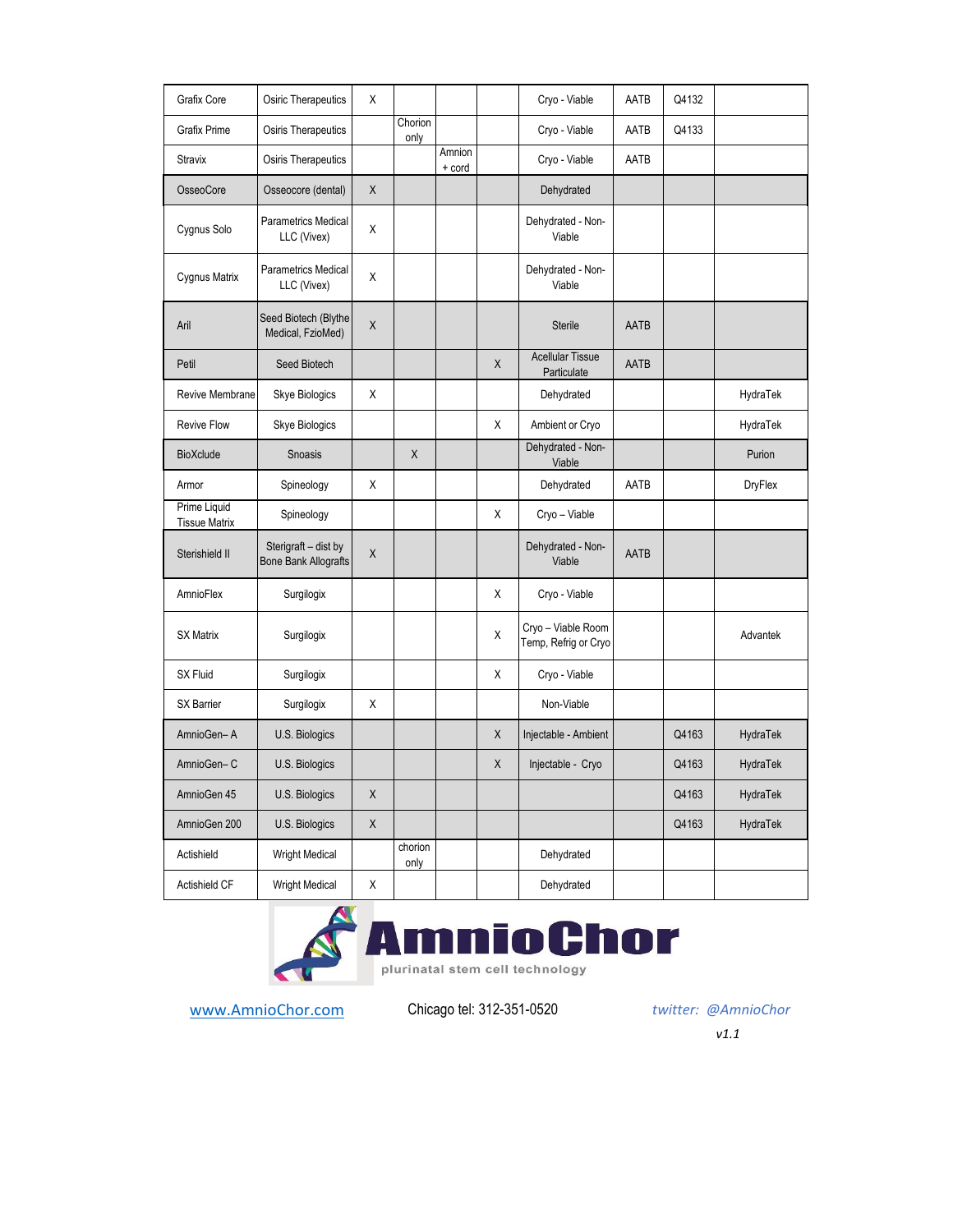| | | | | | | | | | |
|---|---|---|---|---|---|---|---|---|---|
| Grafix Core | Osiric Therapeutics | X | | | | Cryo - Viable | AATB | Q4132 | |
| Grafix Prime | Osiris Therapeutics | | Chorion only | | | Cryo - Viable | AATB | Q4133 | |
| Stravix | Osiris Therapeutics | | | Amnion + cord | | Cryo - Viable | AATB | | |
| OsseoCore | Osseocore (dental) | X | | | | Dehydrated | | | |
| Cygnus Solo | Parametrics Medical LLC (Vivex) | X | | | | Dehydrated - Non-Viable | | | |
| Cygnus Matrix | Parametrics Medical LLC (Vivex) | X | | | | Dehydrated - Non-Viable | | | |
| Aril | Seed Biotech (Blythe Medical, FzioMed) | X | | | | Sterile | AATB | | |
| Petil | Seed Biotech | | | | X | Acellular Tissue Particulate | AATB | | |
| Revive Membrane | Skye Biologics | X | | | | Dehydrated | | | HydraTek |
| Revive Flow | Skye Biologics | | | | X | Ambient or Cryo | | | HydraTek |
| BioXclude | Snoasis | | X | | | Dehydrated - Non-Viable | | | Purion |
| Armor | Spineology | X | | | | Dehydrated | AATB | | DryFlex |
| Prime Liquid Tissue Matrix | Spineology | | | | X | Cryo – Viable | | | |
| Sterishield II | Sterigraft – dist by Bone Bank Allografts | X | | | | Dehydrated - Non-Viable | AATB | | |
| AmnioFlex | Surgilogix | | | | X | Cryo - Viable | | | |
| SX Matrix | Surgilogix | | | | X | Cryo – Viable Room Temp, Refrig or Cryo | | | Advantek |
| SX Fluid | Surgilogix | | | | X | Cryo - Viable | | | |
| SX Barrier | Surgilogix | X | | | | Non-Viable | | | |
| AmnioGen– A | U.S. Biologics | | | | X | Injectable - Ambient | | Q4163 | HydraTek |
| AmnioGen– C | U.S. Biologics | | | | X | Injectable - Cryo | | Q4163 | HydraTek |
| AmnioGen 45 | U.S. Biologics | X | | | | | | Q4163 | HydraTek |
| AmnioGen 200 | U.S. Biologics | X | | | | | | Q4163 | HydraTek |
| Actishield | Wright Medical | | chorion only | | | Dehydrated | | | |
| Actishield CF | Wright Medical | X | | | | Dehydrated | | | |

**AmnioChor**
plurinatal stem cell technology

www.AmnioChor.com — Chicago tel: 312-351-0520 — *twitter: @AmnioChor*

*v1.1*